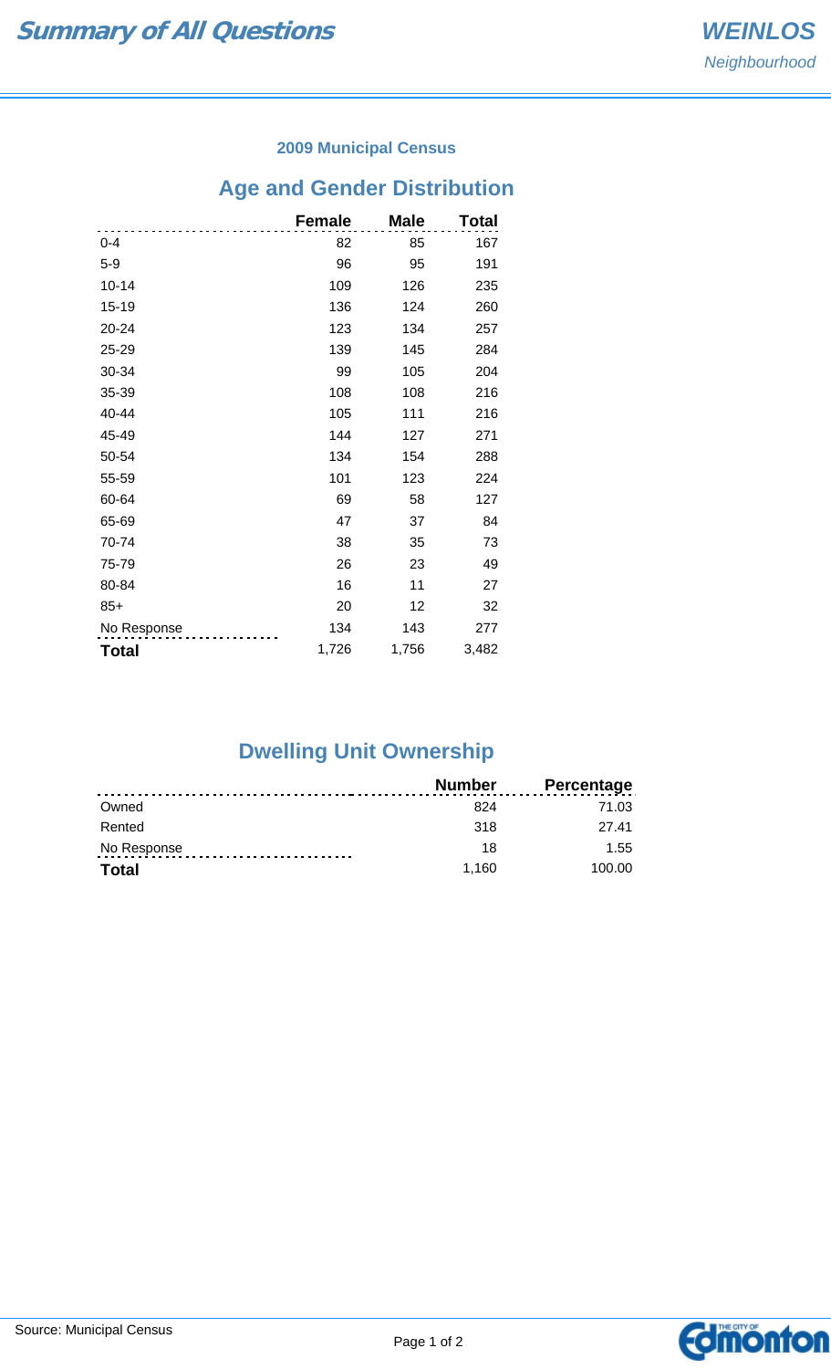# Summary of All Questions

*WEINLOS*
*Neighbourhood*

### 2009 Municipal Census

## Age and Gender Distribution

| | Female | Male | Total |
|---|---|---|---|
| 0-4 | 82 | 85 | 167 |
| 5-9 | 96 | 95 | 191 |
| 10-14 | 109 | 126 | 235 |
| 15-19 | 136 | 124 | 260 |
| 20-24 | 123 | 134 | 257 |
| 25-29 | 139 | 145 | 284 |
| 30-34 | 99 | 105 | 204 |
| 35-39 | 108 | 108 | 216 |
| 40-44 | 105 | 111 | 216 |
| 45-49 | 144 | 127 | 271 |
| 50-54 | 134 | 154 | 288 |
| 55-59 | 101 | 123 | 224 |
| 60-64 | 69 | 58 | 127 |
| 65-69 | 47 | 37 | 84 |
| 70-74 | 38 | 35 | 73 |
| 75-79 | 26 | 23 | 49 |
| 80-84 | 16 | 11 | 27 |
| 85+ | 20 | 12 | 32 |
| No Response | 134 | 143 | 277 |
| **Total** | 1,726 | 1,756 | 3,482 |

## Dwelling Unit Ownership

| | Number | Percentage |
|---|---|---|
| Owned | 824 | 71.03 |
| Rented | 318 | 27.41 |
| No Response | 18 | 1.55 |
| **Total** | 1,160 | 100.00 |

Source: Municipal Census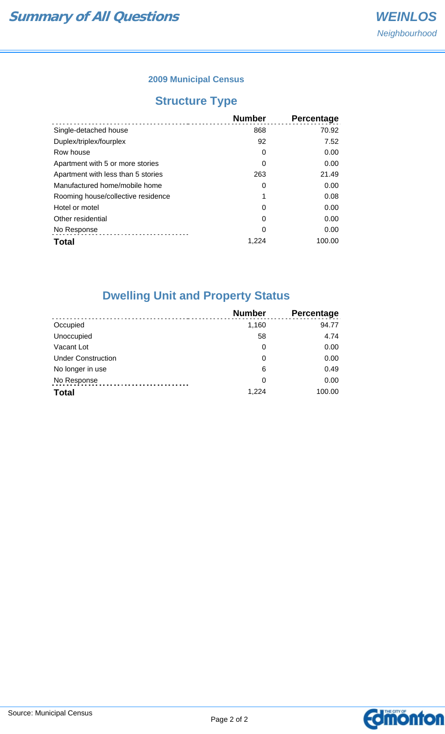# Summary of All Questions

**WEINLOS**
*Neighbourhood*

### 2009 Municipal Census

## Structure Type

| | Number | Percentage |
|---|---|---|
| Single-detached house | 868 | 70.92 |
| Duplex/triplex/fourplex | 92 | 7.52 |
| Row house | 0 | 0.00 |
| Apartment with 5 or more stories | 0 | 0.00 |
| Apartment with less than 5 stories | 263 | 21.49 |
| Manufactured home/mobile home | 0 | 0.00 |
| Rooming house/collective residence | 1 | 0.08 |
| Hotel or motel | 0 | 0.00 |
| Other residential | 0 | 0.00 |
| No Response | 0 | 0.00 |
| **Total** | 1,224 | 100.00 |

## Dwelling Unit and Property Status

| | Number | Percentage |
|---|---|---|
| Occupied | 1,160 | 94.77 |
| Unoccupied | 58 | 4.74 |
| Vacant Lot | 0 | 0.00 |
| Under Construction | 0 | 0.00 |
| No longer in use | 6 | 0.49 |
| No Response | 0 | 0.00 |
| **Total** | 1,224 | 100.00 |

Source: Municipal Census